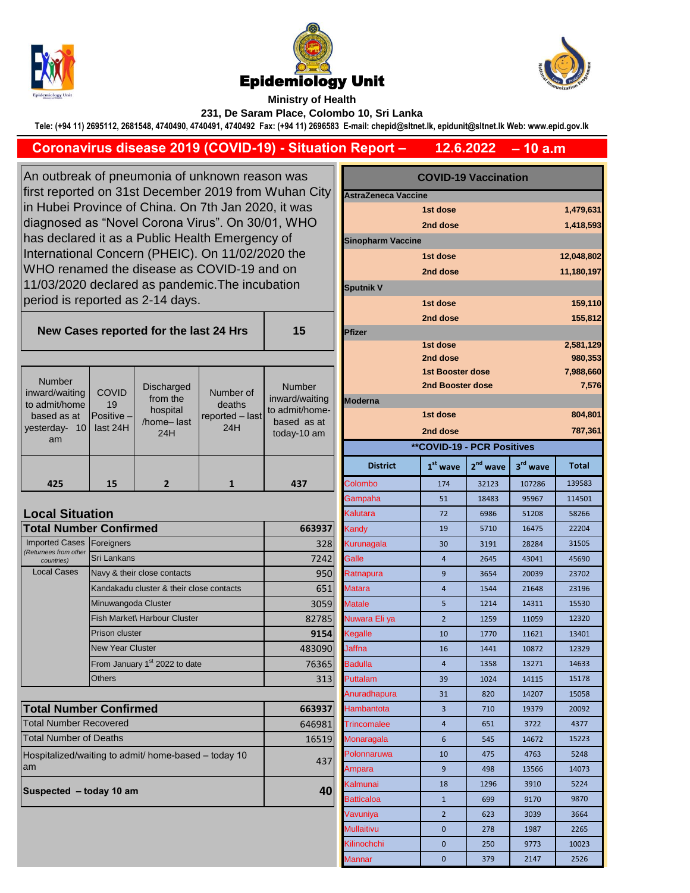# Epidemiology Unit

**Ministry of Health**

**231, De Saram Place, Colombo 10, Sri Lanka**

**Tele: (+94 11) 2695112, 2681548, 4740490, 4740491, 4740492 Fax: (+94 11) 2696583 E-mail: chepid@sltnet.lk, epidunit@sltnet.lk Web: www.epid.gov.lk**

## Coronavirus disease 2019 (COVID-19) - Situation Report – 12.6.2022 – 10 a.m

An outbreak of pneumonia of unknown reason was first reported on 31st December 2019 from Wuhan City in Hubei Province of China. On 7th Jan 2020, it was diagnosed as "Novel Corona Virus". On 30/01, WHO has declared it as a Public Health Emergency of International Concern (PHEIC). On 11/02/2020 the WHO renamed the disease as COVID-19 and on 11/03/2020 declared as pandemic.The incubation period is reported as 2-14 days.

| New Cases reported for the last 24 Hrs | 15 |
|---|---|

| Number inward/waiting to admit/home based as at yesterday- 10 am | COVID 19 Positive – last 24H | Discharged from the hospital /home– last 24H | Number of deaths reported – last 24H | Number inward/waiting to admit/home-based as at today-10 am |
|---|---|---|---|---|
| 425 | 15 | 2 | 1 | 437 |

### Local Situation

| Total Number Confirmed | | 663937 |
|---|---|---|
| Imported Cases (Returnees from other countries) | Foreigners | 328 |
| | Sri Lankans | 7242 |
| Local Cases | Navy & their close contacts | 950 |
| | Kandakadu cluster & their close contacts | 651 |
| | Minuwangoda Cluster | 3059 |
| | Fish Market\ Harbour Cluster | 82785 |
| | Prison cluster | 9154 |
| | New Year Cluster | 483090 |
| | From January 1st 2022 to date | 76365 |
| | Others | 313 |

| Total Number Confirmed | 663937 |
|---|---|
| Total Number Recovered | 646981 |
| Total Number of Deaths | 16519 |
| Hospitalized/waiting to admit/ home-based – today 10 am | 437 |
| Suspected – today 10 am | 40 |

### COVID-19 Vaccination

| Vaccine | Dose | Number |
|---|---|---|
| **AstraZeneca Vaccine** | | |
| | 1st dose | 1,479,631 |
| | 2nd dose | 1,418,593 |
| **Sinopharm Vaccine** | | |
| | 1st dose | 12,048,802 |
| | 2nd dose | 11,180,197 |
| **Sputnik V** | | |
| | 1st dose | 159,110 |
| | 2nd dose | 155,812 |
| **Pfizer** | | |
| | 1st dose | 2,581,129 |
| | 2nd dose | 980,353 |
| | 1st Booster dose | 7,988,660 |
| | 2nd Booster dose | 7,576 |
| **Moderna** | | |
| | 1st dose | 804,801 |
| | 2nd dose | 787,361 |

### **COVID-19 - PCR Positives

| District | 1st wave | 2nd wave | 3rd wave | Total |
|---|---|---|---|---|
| Colombo | 174 | 32123 | 107286 | 139583 |
| Gampaha | 51 | 18483 | 95967 | 114501 |
| Kalutara | 72 | 6986 | 51208 | 58266 |
| Kandy | 19 | 5710 | 16475 | 22204 |
| Kurunagala | 30 | 3191 | 28284 | 31505 |
| Galle | 4 | 2645 | 43041 | 45690 |
| Ratnapura | 9 | 3654 | 20039 | 23702 |
| Matara | 4 | 1544 | 21648 | 23196 |
| Matale | 5 | 1214 | 14311 | 15530 |
| Nuwara Eli ya | 2 | 1259 | 11059 | 12320 |
| Kegalle | 10 | 1770 | 11621 | 13401 |
| Jaffna | 16 | 1441 | 10872 | 12329 |
| Badulla | 4 | 1358 | 13271 | 14633 |
| Puttalam | 39 | 1024 | 14115 | 15178 |
| Anuradhapura | 31 | 820 | 14207 | 15058 |
| Hambantota | 3 | 710 | 19379 | 20092 |
| Trincomalee | 4 | 651 | 3722 | 4377 |
| Monaragala | 6 | 545 | 14672 | 15223 |
| Polonnaruwa | 10 | 475 | 4763 | 5248 |
| Ampara | 9 | 498 | 13566 | 14073 |
| Kalmunai | 18 | 1296 | 3910 | 5224 |
| Batticaloa | 1 | 699 | 9170 | 9870 |
| Vavuniya | 2 | 623 | 3039 | 3664 |
| Mullaitivu | 0 | 278 | 1987 | 2265 |
| Kilinochchi | 0 | 250 | 9773 | 10023 |
| Mannar | 0 | 379 | 2147 | 2526 |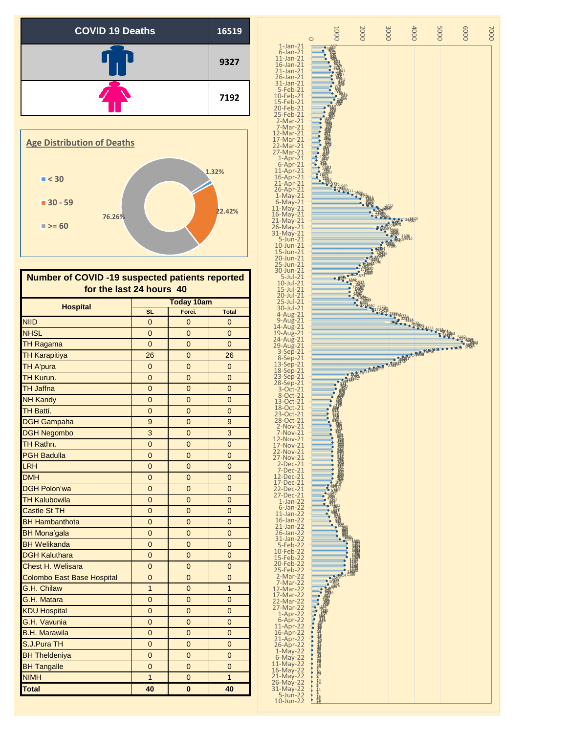| COVID 19 Deaths | 16519 |
|---|---|
| Male | 9327 |
| Female | 7192 |

## Age Distribution of Deaths

< 30
30 - 59
>= 60
1.32%
22.42%
76.26%

## Number of COVID -19 suspected patients reported for the last 24 hours 40

| Hospital | Today 10am | | |
|---|---|---|---|
| | SL | Forei. | Total |
| NIID | 0 | 0 | 0 |
| NHSL | 0 | 0 | 0 |
| TH Ragama | 0 | 0 | 0 |
| TH Karapitiya | 26 | 0 | 26 |
| TH A'pura | 0 | 0 | 0 |
| TH Kurun. | 0 | 0 | 0 |
| TH Jaffna | 0 | 0 | 0 |
| NH Kandy | 0 | 0 | 0 |
| TH Batti. | 0 | 0 | 0 |
| DGH Gampaha | 9 | 0 | 9 |
| DGH Negombo | 3 | 0 | 3 |
| TH Rathn. | 0 | 0 | 0 |
| PGH Badulla | 0 | 0 | 0 |
| LRH | 0 | 0 | 0 |
| DMH | 0 | 0 | 0 |
| DGH Polon'wa | 0 | 0 | 0 |
| TH Kalubowila | 0 | 0 | 0 |
| Castle St TH | 0 | 0 | 0 |
| BH Hambanthota | 0 | 0 | 0 |
| BH Mona'gala | 0 | 0 | 0 |
| BH Welikanda | 0 | 0 | 0 |
| DGH Kaluthara | 0 | 0 | 0 |
| Chest H. Welisara | 0 | 0 | 0 |
| Colombo East Base Hospital | 0 | 0 | 0 |
| G.H. Chilaw | 1 | 0 | 1 |
| G.H. Matara | 0 | 0 | 0 |
| KDU Hospital | 0 | 0 | 0 |
| G.H. Vavunia | 0 | 0 | 0 |
| B.H. Marawila | 0 | 0 | 0 |
| S.J.Pura TH | 0 | 0 | 0 |
| BH Theldeniya | 0 | 0 | 0 |
| BH Tangalle | 0 | 0 | 0 |
| NIMH | 1 | 0 | 1 |
| **Total** | **40** | **0** | **40** |

0
1000
2000
3000
4000
5000
6000
7000

1-Jan-21, 6-Jan-21, 11-Jan-21, 16-Jan-21, 21-Jan-21, 26-Jan-21, 31-Jan-21, 5-Feb-21, 10-Feb-21, 15-Feb-21, 20-Feb-21, 25-Feb-21, 2-Mar-21, 7-Mar-21, 12-Mar-21, 17-Mar-21, 22-Mar-21, 27-Mar-21, 1-Apr-21, 6-Apr-21, 11-Apr-21, 16-Apr-21, 21-Apr-21, 26-Apr-21, 1-May-21, 6-May-21, 11-May-21, 16-May-21, 21-May-21, 26-May-21, 31-May-21, 5-Jun-21, 10-Jun-21, 15-Jun-21, 20-Jun-21, 25-Jun-21, 30-Jun-21, 5-Jul-21, 10-Jul-21, 15-Jul-21, 20-Jul-21, 25-Jul-21, 30-Jul-21, 4-Aug-21, 9-Aug-21, 14-Aug-21, 19-Aug-21, 24-Aug-21, 29-Aug-21, 3-Sep-21, 8-Sep-21, 13-Sep-21, 18-Sep-21, 23-Sep-21, 28-Sep-21, 3-Oct-21, 8-Oct-21, 13-Oct-21, 18-Oct-21, 23-Oct-21, 28-Oct-21, 2-Nov-21, 7-Nov-21, 12-Nov-21, 17-Nov-21, 22-Nov-21, 27-Nov-21, 2-Dec-21, 7-Dec-21, 12-Dec-21, 17-Dec-21, 22-Dec-21, 27-Dec-21, 1-Jan-22, 6-Jan-22, 11-Jan-22, 16-Jan-22, 21-Jan-22, 26-Jan-22, 31-Jan-22, 5-Feb-22, 10-Feb-22, 15-Feb-22, 20-Feb-22, 25-Feb-22, 2-Mar-22, 7-Mar-22, 12-Mar-22, 17-Mar-22, 22-Mar-22, 27-Mar-22, 1-Apr-22, 6-Apr-22, 11-Apr-22, 16-Apr-22, 21-Apr-22, 26-Apr-22, 1-May-22, 6-May-22, 11-May-22, 16-May-22, 21-May-22, 26-May-22, 31-May-22, 5-Jun-22, 10-Jun-22